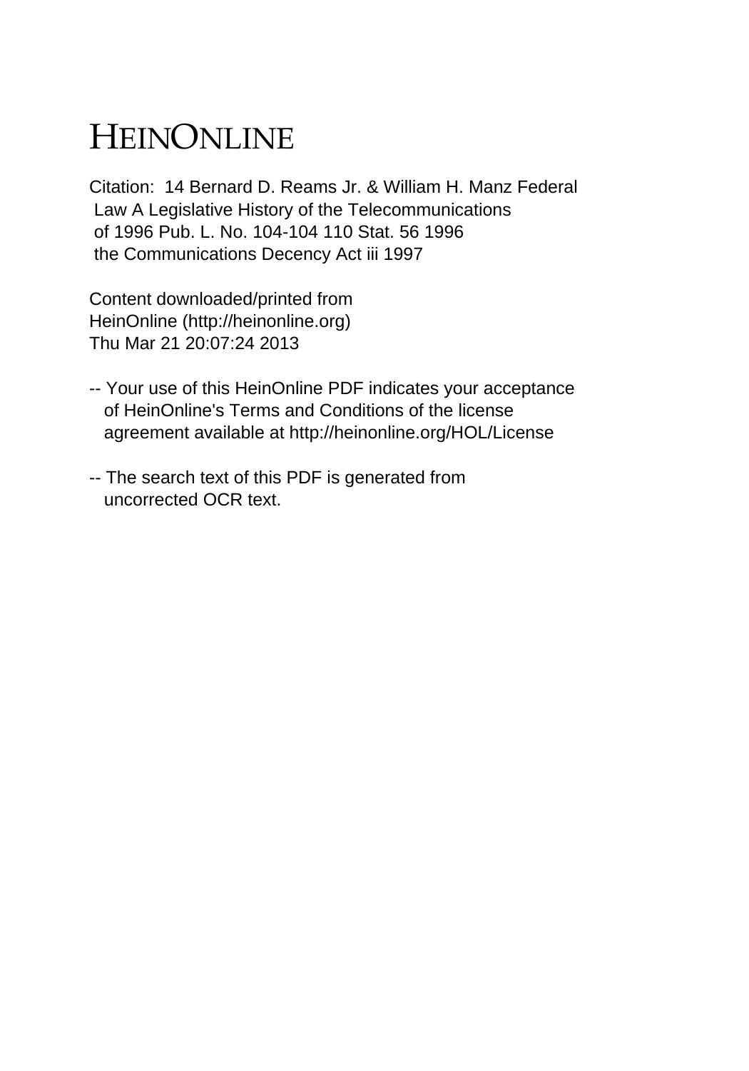# HEINONLINE

Citation: 14 Bernard D. Reams Jr. & William H. Manz Federal Law A Legislative History of the Telecommunications of 1996 Pub. L. No. 104-104 110 Stat. 56 1996 the Communications Decency Act iii 1997

Content downloaded/printed from HeinOnline (http://heinonline.org) Thu Mar 21 20:07:24 2013

-- Your use of this HeinOnline PDF indicates your acceptance of HeinOnline's Terms and Conditions of the license agreement available at http://heinonline.org/HOL/License

-- The search text of this PDF is generated from uncorrected OCR text.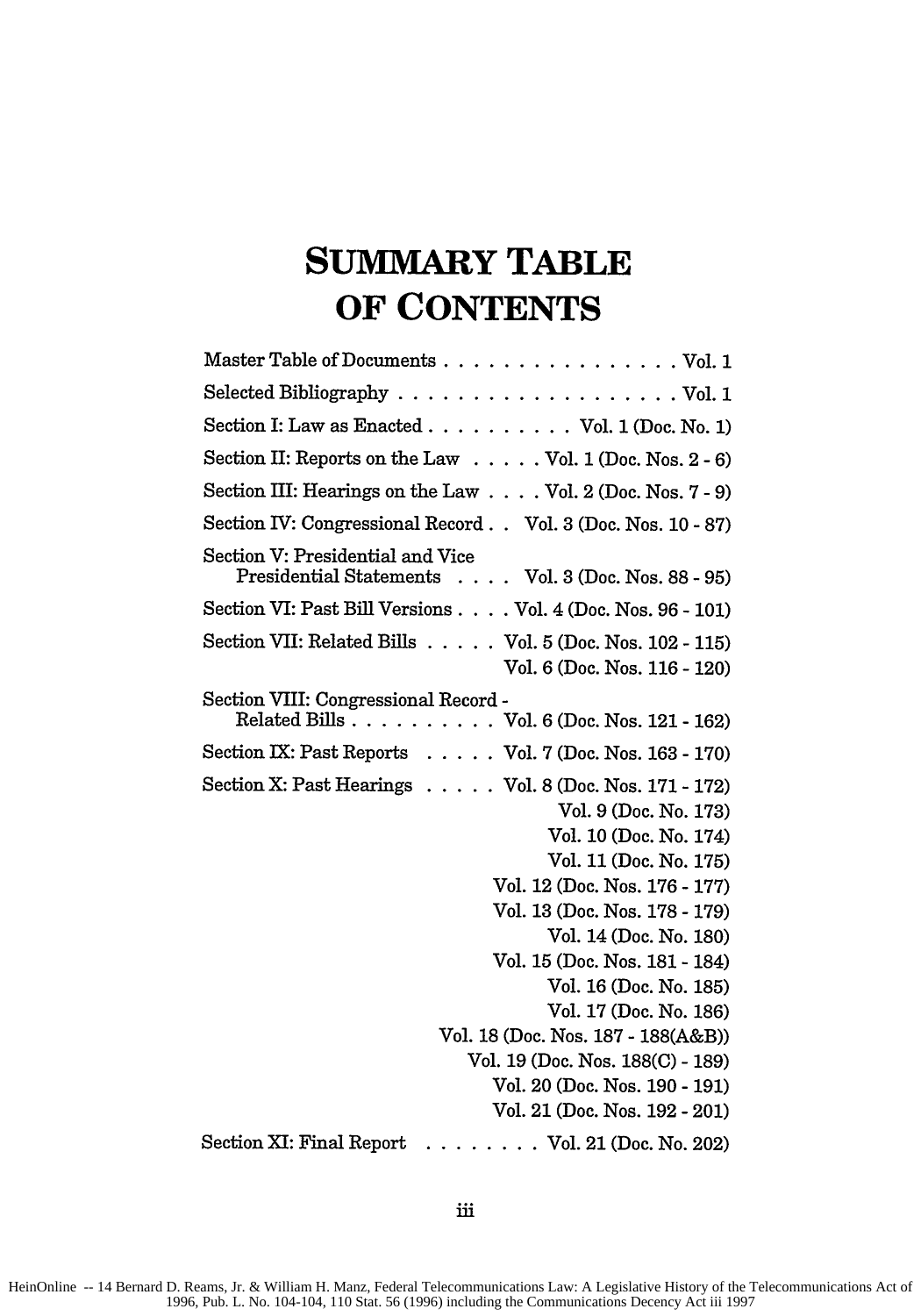# SUMMARY TABLE OF CONTENTS

| | |
|---|---|
| Master Table of Documents | Vol. 1 |
| Selected Bibliography | Vol. 1 |
| Section I: Law as Enacted | Vol. 1 (Doc. No. 1) |
| Section II: Reports on the Law | Vol. 1 (Doc. Nos. 2 - 6) |
| Section III: Hearings on the Law | Vol. 2 (Doc. Nos. 7 - 9) |
| Section IV: Congressional Record | Vol. 3 (Doc. Nos. 10 - 87) |
| Section V: Presidential and Vice Presidential Statements | Vol. 3 (Doc. Nos. 88 - 95) |
| Section VI: Past Bill Versions | Vol. 4 (Doc. Nos. 96 - 101) |
| Section VII: Related Bills | Vol. 5 (Doc. Nos. 102 - 115) |
| | Vol. 6 (Doc. Nos. 116 - 120) |
| Section VIII: Congressional Record - Related Bills | Vol. 6 (Doc. Nos. 121 - 162) |
| Section IX: Past Reports | Vol. 7 (Doc. Nos. 163 - 170) |
| Section X: Past Hearings | Vol. 8 (Doc. Nos. 171 - 172) |
| | Vol. 9 (Doc. No. 173) |
| | Vol. 10 (Doc. No. 174) |
| | Vol. 11 (Doc. No. 175) |
| | Vol. 12 (Doc. Nos. 176 - 177) |
| | Vol. 13 (Doc. Nos. 178 - 179) |
| | Vol. 14 (Doc. No. 180) |
| | Vol. 15 (Doc. Nos. 181 - 184) |
| | Vol. 16 (Doc. No. 185) |
| | Vol. 17 (Doc. No. 186) |
| | Vol. 18 (Doc. Nos. 187 - 188(A&B)) |
| | Vol. 19 (Doc. Nos. 188(C) - 189) |
| | Vol. 20 (Doc. Nos. 190 - 191) |
| | Vol. 21 (Doc. Nos. 192 - 201) |
| Section XI: Final Report | Vol. 21 (Doc. No. 202) |